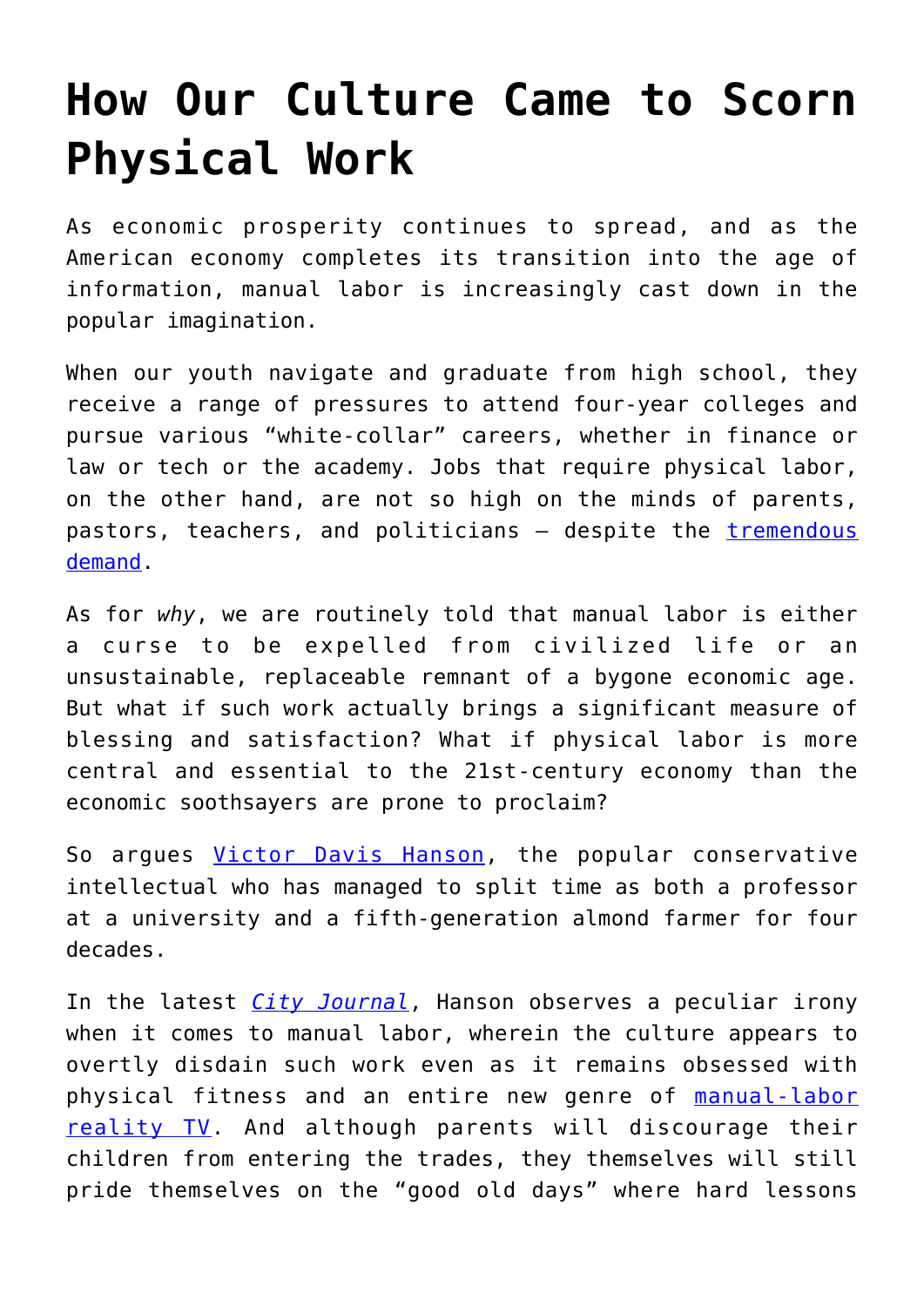# How Our Culture Came to Scorn Physical Work

As economic prosperity continues to spread, and as the American economy completes its transition into the age of information, manual labor is increasingly cast down in the popular imagination.

When our youth navigate and graduate from high school, they receive a range of pressures to attend four-year colleges and pursue various "white-collar" careers, whether in finance or law or tech or the academy. Jobs that require physical labor, on the other hand, are not so high on the minds of parents, pastors, teachers, and politicians – despite the tremendous demand.

As for *why*, we are routinely told that manual labor is either a curse to be expelled from civilized life or an unsustainable, replaceable remnant of a bygone economic age. But what if such work actually brings a significant measure of blessing and satisfaction? What if physical labor is more central and essential to the 21st-century economy than the economic soothsayers are prone to proclaim?

So argues Victor Davis Hanson, the popular conservative intellectual who has managed to split time as both a professor at a university and a fifth-generation almond farmer for four decades.

In the latest *City Journal*, Hanson observes a peculiar irony when it comes to manual labor, wherein the culture appears to overtly disdain such work even as it remains obsessed with physical fitness and an entire new genre of manual-labor reality TV. And although parents will discourage their children from entering the trades, they themselves will still pride themselves on the "good old days" where hard lessons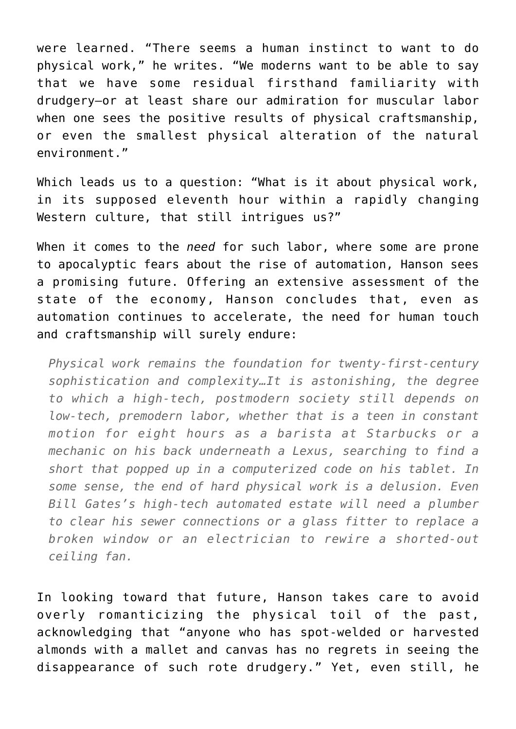were learned. “There seems a human instinct to want to do physical work,” he writes. “We moderns want to be able to say that we have some residual firsthand familiarity with drudgery—or at least share our admiration for muscular labor when one sees the positive results of physical craftsmanship, or even the smallest physical alteration of the natural environment.”

Which leads us to a question: “What is it about physical work, in its supposed eleventh hour within a rapidly changing Western culture, that still intrigues us?”

When it comes to the *need* for such labor, where some are prone to apocalyptic fears about the rise of automation, Hanson sees a promising future. Offering an extensive assessment of the state of the economy, Hanson concludes that, even as automation continues to accelerate, the need for human touch and craftsmanship will surely endure:

> *Physical work remains the foundation for twenty-first-century sophistication and complexity…It is astonishing, the degree to which a high-tech, postmodern society still depends on low-tech, premodern labor, whether that is a teen in constant motion for eight hours as a barista at Starbucks or a mechanic on his back underneath a Lexus, searching to find a short that popped up in a computerized code on his tablet. In some sense, the end of hard physical work is a delusion. Even Bill Gates’s high-tech automated estate will need a plumber to clear his sewer connections or a glass fitter to replace a broken window or an electrician to rewire a shorted-out ceiling fan.*

In looking toward that future, Hanson takes care to avoid overly romanticizing the physical toil of the past, acknowledging that “anyone who has spot-welded or harvested almonds with a mallet and canvas has no regrets in seeing the disappearance of such rote drudgery.” Yet, even still, he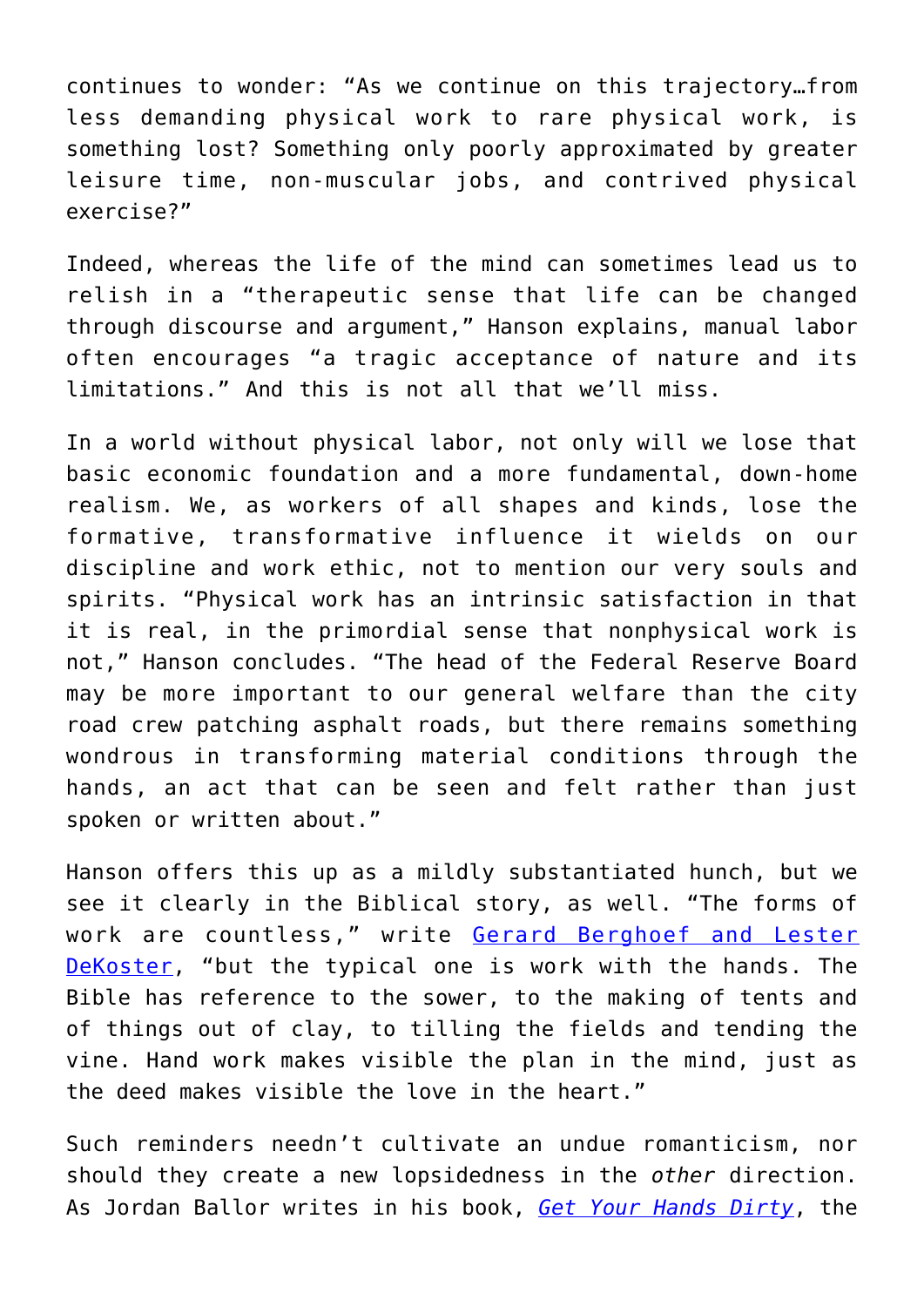continues to wonder: “As we continue on this trajectory…from less demanding physical work to rare physical work, is something lost? Something only poorly approximated by greater leisure time, non-muscular jobs, and contrived physical exercise?”

Indeed, whereas the life of the mind can sometimes lead us to relish in a “therapeutic sense that life can be changed through discourse and argument,” Hanson explains, manual labor often encourages “a tragic acceptance of nature and its limitations.” And this is not all that we’ll miss.

In a world without physical labor, not only will we lose that basic economic foundation and a more fundamental, down-home realism. We, as workers of all shapes and kinds, lose the formative, transformative influence it wields on our discipline and work ethic, not to mention our very souls and spirits. “Physical work has an intrinsic satisfaction in that it is real, in the primordial sense that nonphysical work is not,” Hanson concludes. “The head of the Federal Reserve Board may be more important to our general welfare than the city road crew patching asphalt roads, but there remains something wondrous in transforming material conditions through the hands, an act that can be seen and felt rather than just spoken or written about.”

Hanson offers this up as a mildly substantiated hunch, but we see it clearly in the Biblical story, as well. “The forms of work are countless,” write Gerard Berghoef and Lester DeKoster, “but the typical one is work with the hands. The Bible has reference to the sower, to the making of tents and of things out of clay, to tilling the fields and tending the vine. Hand work makes visible the plan in the mind, just as the deed makes visible the love in the heart.”

Such reminders needn’t cultivate an undue romanticism, nor should they create a new lopsidedness in the *other* direction. As Jordan Ballor writes in his book, *Get Your Hands Dirty*, the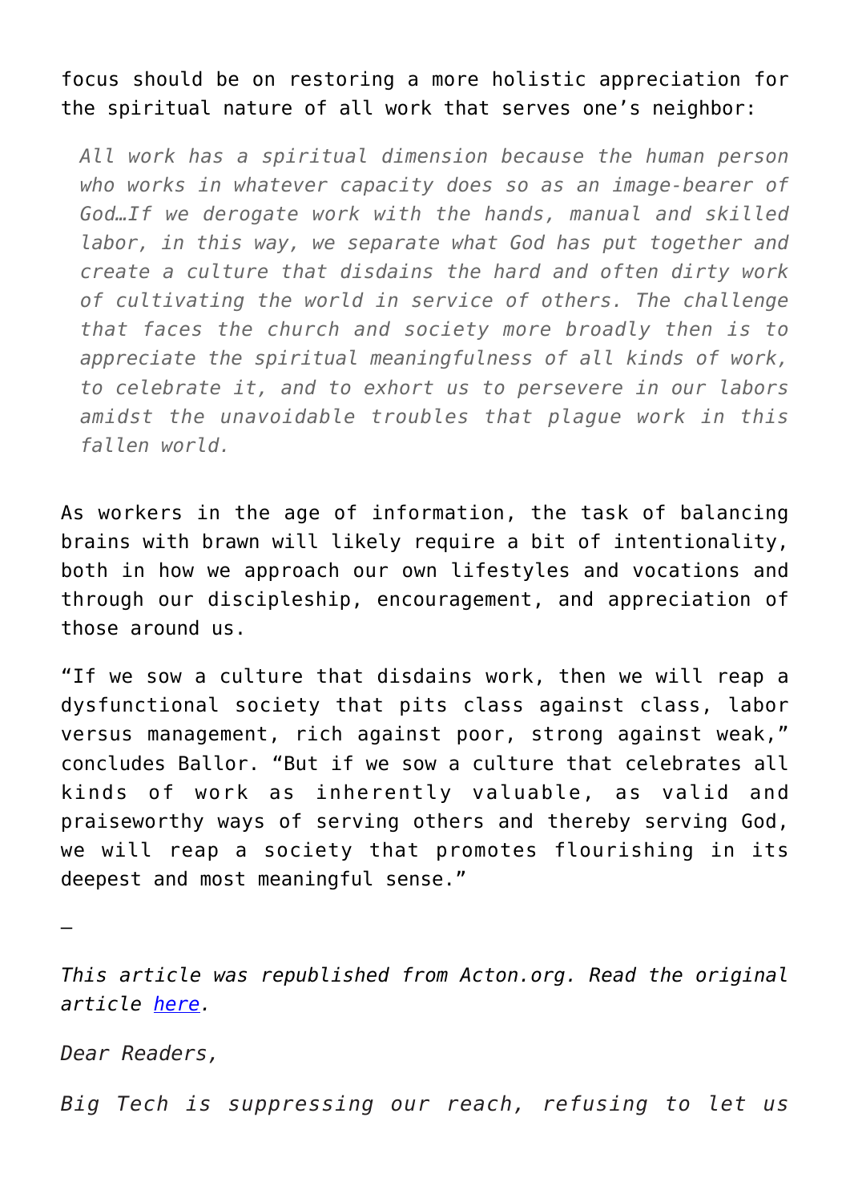focus should be on restoring a more holistic appreciation for the spiritual nature of all work that serves one's neighbor:

> *All work has a spiritual dimension because the human person who works in whatever capacity does so as an image-bearer of God…If we derogate work with the hands, manual and skilled labor, in this way, we separate what God has put together and create a culture that disdains the hard and often dirty work of cultivating the world in service of others. The challenge that faces the church and society more broadly then is to appreciate the spiritual meaningfulness of all kinds of work, to celebrate it, and to exhort us to persevere in our labors amidst the unavoidable troubles that plague work in this fallen world.*

As workers in the age of information, the task of balancing brains with brawn will likely require a bit of intentionality, both in how we approach our own lifestyles and vocations and through our discipleship, encouragement, and appreciation of those around us.

"If we sow a culture that disdains work, then we will reap a dysfunctional society that pits class against class, labor versus management, rich against poor, strong against weak," concludes Ballor. "But if we sow a culture that celebrates all kinds of work as inherently valuable, as valid and praiseworthy ways of serving others and thereby serving God, we will reap a society that promotes flourishing in its deepest and most meaningful sense."

—

*This article was republished from Acton.org. Read the original article [here](here).*

*Dear Readers,*

*Big Tech is suppressing our reach, refusing to let us*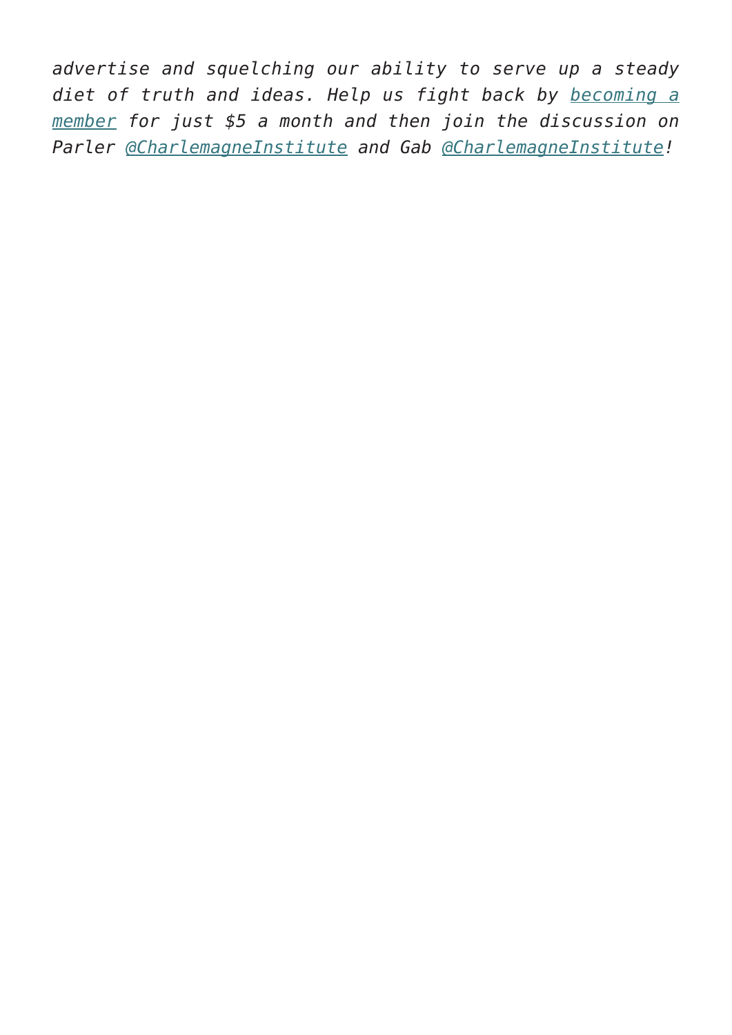*advertise and squelching our ability to serve up a steady diet of truth and ideas. Help us fight back by becoming a member for just $5 a month and then join the discussion on Parler @CharlemagneInstitute and Gab @CharlemagneInstitute!*